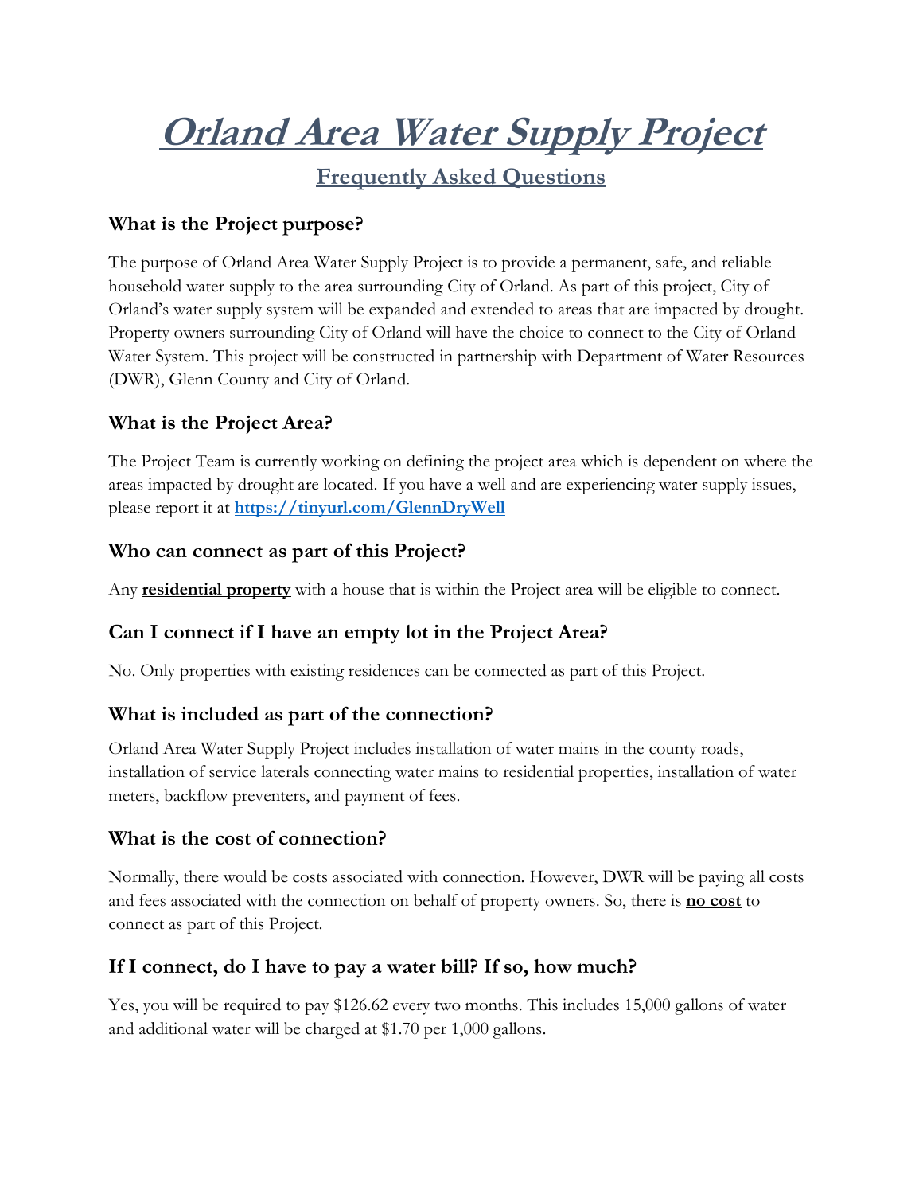# Orland Area Water Supply Project

## Frequently Asked Questions

### What is the Project purpose?

The purpose of Orland Area Water Supply Project is to provide a permanent, safe, and reliable household water supply to the area surrounding City of Orland. As part of this project, City of Orland's water supply system will be expanded and extended to areas that are impacted by drought. Property owners surrounding City of Orland will have the choice to connect to the City of Orland Water System. This project will be constructed in partnership with Department of Water Resources (DWR), Glenn County and City of Orland.

### What is the Project Area?

The Project Team is currently working on defining the project area which is dependent on where the areas impacted by drought are located. If you have a well and are experiencing water supply issues, please report it at **https://tinyurl.com/GlennDryWell**

### Who can connect as part of this Project?

Any **residential property** with a house that is within the Project area will be eligible to connect.

### Can I connect if I have an empty lot in the Project Area?

No. Only properties with existing residences can be connected as part of this Project.

### What is included as part of the connection?

Orland Area Water Supply Project includes installation of water mains in the county roads, installation of service laterals connecting water mains to residential properties, installation of water meters, backflow preventers, and payment of fees.

### What is the cost of connection?

Normally, there would be costs associated with connection. However, DWR will be paying all costs and fees associated with the connection on behalf of property owners. So, there is **no cost** to connect as part of this Project.

### If I connect, do I have to pay a water bill? If so, how much?

Yes, you will be required to pay $126.62 every two months. This includes 15,000 gallons of water and additional water will be charged at $1.70 per 1,000 gallons.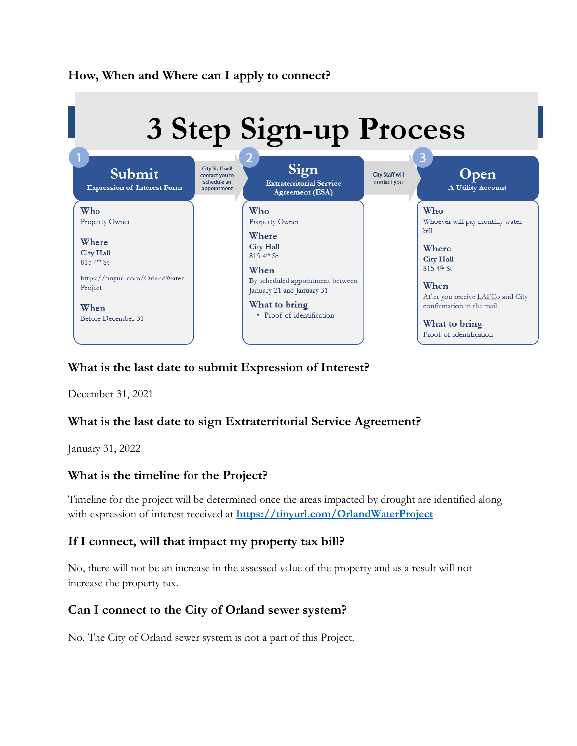### How, When and Where can I apply to connect?

# 3 Step Sign-up Process

**1 Submit** — Expression of Interest Form

**Who**
Property Owner

**Where**
City Hall
815 4th St

https://tinyurl.com/OrlandWaterProject

**When**
Before December 31

*City Staff will contact you to schedule an appointment*

**2 Sign** — Extraterritorial Service Agreement (ESA)

**Who**
Property Owner

**Where**
City Hall
815 4th St

**When**
By scheduled appointment between January 21 and January 31

**What to bring**
- Proof of identification

*City Staff will contact you*

**3 Open** — A Utility Account

**Who**
Whoever will pay monthly water bill

**Where**
City Hall
815 4th St

**When**
After you receive LAFCo and City confirmation in the mail

**What to bring**
Proof of identification

### What is the last date to submit Expression of Interest?

December 31, 2021

### What is the last date to sign Extraterritorial Service Agreement?

January 31, 2022

### What is the timeline for the Project?

Timeline for the project will be determined once the areas impacted by drought are identified along with expression of interest received at **https://tinyurl.com/OrlandWaterProject**

### If I connect, will that impact my property tax bill?

No, there will not be an increase in the assessed value of the property and as a result will not increase the property tax.

### Can I connect to the City of Orland sewer system?

No. The City of Orland sewer system is not a part of this Project.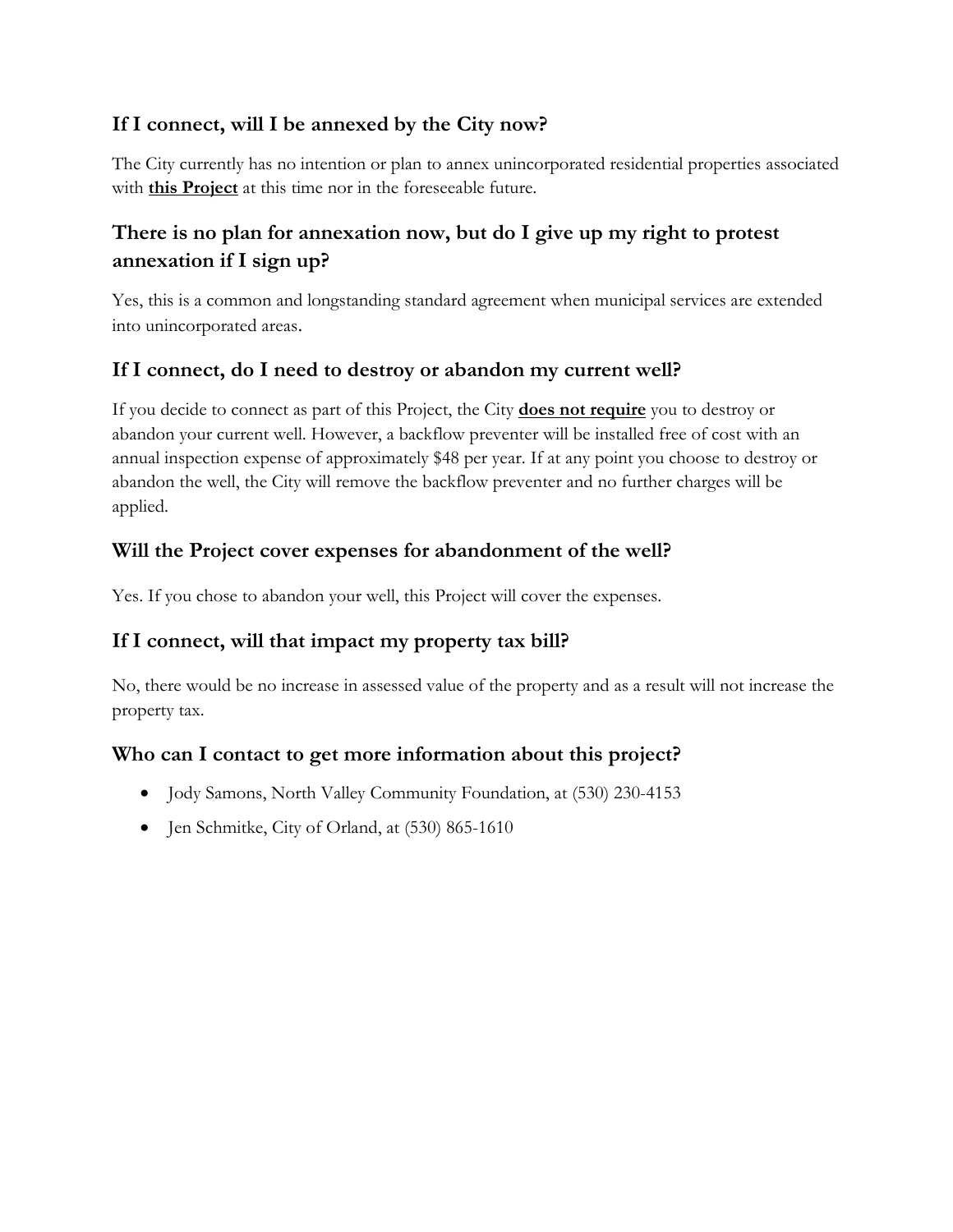### If I connect, will I be annexed by the City now?

The City currently has no intention or plan to annex unincorporated residential properties associated with **this Project** at this time nor in the foreseeable future.

### There is no plan for annexation now, but do I give up my right to protest annexation if I sign up?

Yes, this is a common and longstanding standard agreement when municipal services are extended into unincorporated areas.

### If I connect, do I need to destroy or abandon my current well?

If you decide to connect as part of this Project, the City **does not require** you to destroy or abandon your current well. However, a backflow preventer will be installed free of cost with an annual inspection expense of approximately $48 per year. If at any point you choose to destroy or abandon the well, the City will remove the backflow preventer and no further charges will be applied.

### Will the Project cover expenses for abandonment of the well?

Yes. If you chose to abandon your well, this Project will cover the expenses.

### If I connect, will that impact my property tax bill?

No, there would be no increase in assessed value of the property and as a result will not increase the property tax.

### Who can I contact to get more information about this project?

- Jody Samons, North Valley Community Foundation, at (530) 230-4153
- Jen Schmitke, City of Orland, at (530) 865-1610